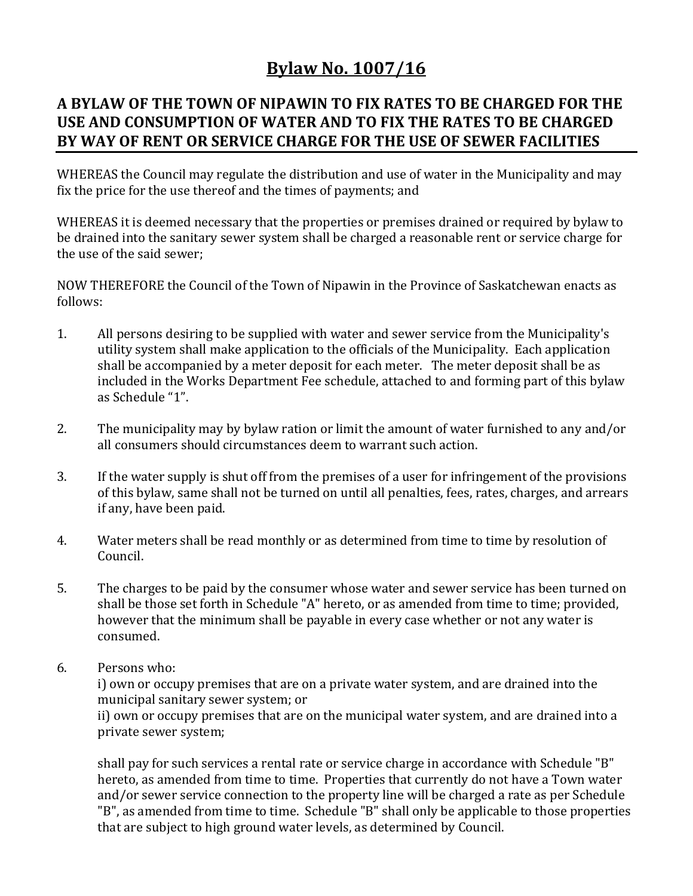# Bylaw No. 1007/16

## A BYLAW OF THE TOWN OF NIPAWIN TO FIX RATES TO BE CHARGED FOR THE USE AND CONSUMPTION OF WATER AND TO FIX THE RATES TO BE CHARGED BY WAY OF RENT OR SERVICE CHARGE FOR THE USE OF SEWER FACILITIES

WHEREAS the Council may regulate the distribution and use of water in the Municipality and may fix the price for the use thereof and the times of payments; and

WHEREAS it is deemed necessary that the properties or premises drained or required by bylaw to be drained into the sanitary sewer system shall be charged a reasonable rent or service charge for the use of the said sewer;

NOW THEREFORE the Council of the Town of Nipawin in the Province of Saskatchewan enacts as follows:

1. All persons desiring to be supplied with water and sewer service from the Municipality's utility system shall make application to the officials of the Municipality. Each application shall be accompanied by a meter deposit for each meter. The meter deposit shall be as included in the Works Department Fee schedule, attached to and forming part of this bylaw as Schedule "1".

2. The municipality may by bylaw ration or limit the amount of water furnished to any and/or all consumers should circumstances deem to warrant such action.

3. If the water supply is shut off from the premises of a user for infringement of the provisions of this bylaw, same shall not be turned on until all penalties, fees, rates, charges, and arrears if any, have been paid.

4. Water meters shall be read monthly or as determined from time to time by resolution of Council.

5. The charges to be paid by the consumer whose water and sewer service has been turned on shall be those set forth in Schedule "A" hereto, or as amended from time to time; provided, however that the minimum shall be payable in every case whether or not any water is consumed.

6. Persons who:
   i) own or occupy premises that are on a private water system, and are drained into the municipal sanitary sewer system; or
   ii) own or occupy premises that are on the municipal water system, and are drained into a private sewer system;

   shall pay for such services a rental rate or service charge in accordance with Schedule "B" hereto, as amended from time to time. Properties that currently do not have a Town water and/or sewer service connection to the property line will be charged a rate as per Schedule "B", as amended from time to time. Schedule "B" shall only be applicable to those properties that are subject to high ground water levels, as determined by Council.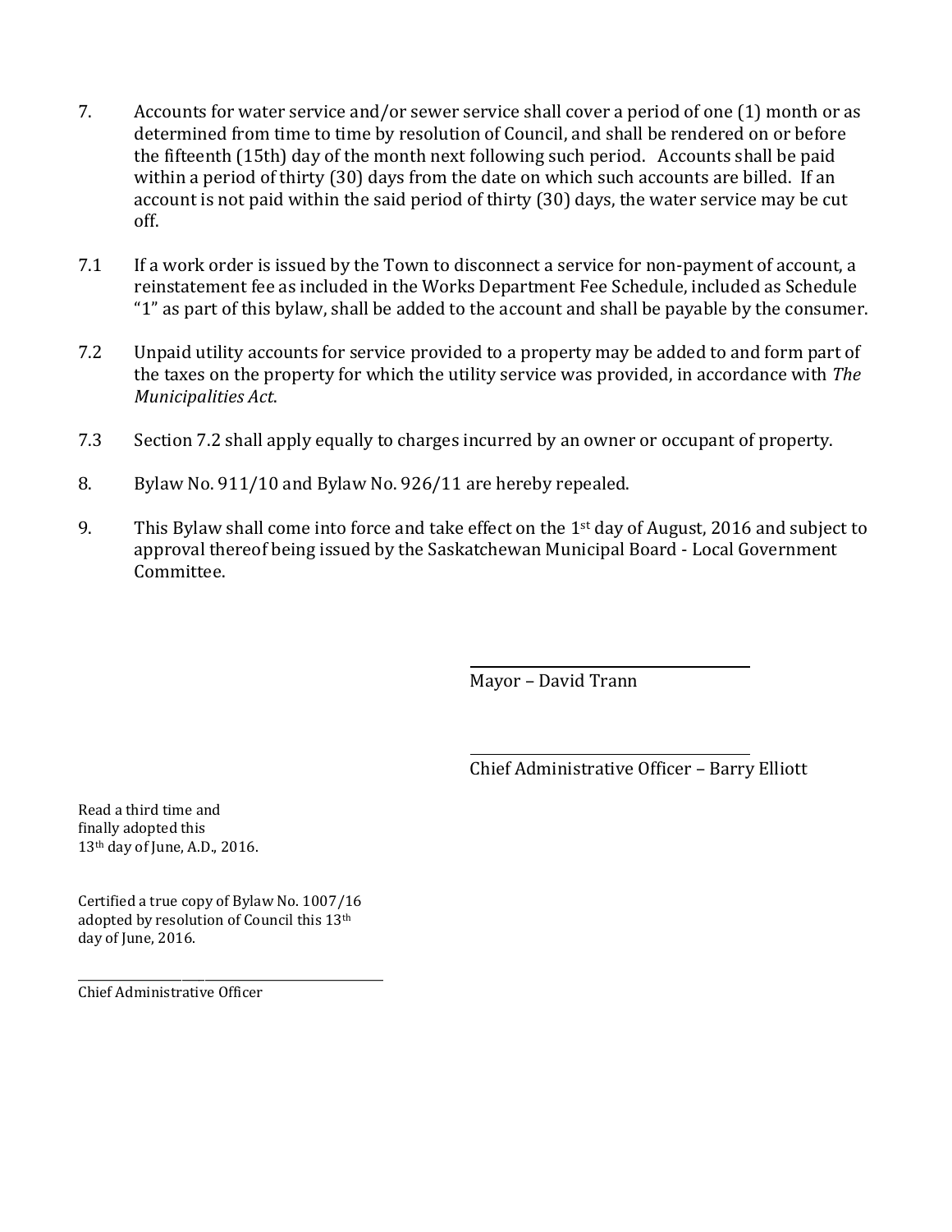7. Accounts for water service and/or sewer service shall cover a period of one (1) month or as determined from time to time by resolution of Council, and shall be rendered on or before the fifteenth (15th) day of the month next following such period. Accounts shall be paid within a period of thirty (30) days from the date on which such accounts are billed. If an account is not paid within the said period of thirty (30) days, the water service may be cut off.

7.1 If a work order is issued by the Town to disconnect a service for non-payment of account, a reinstatement fee as included in the Works Department Fee Schedule, included as Schedule "1" as part of this bylaw, shall be added to the account and shall be payable by the consumer.

7.2 Unpaid utility accounts for service provided to a property may be added to and form part of the taxes on the property for which the utility service was provided, in accordance with *The Municipalities Act*.

7.3 Section 7.2 shall apply equally to charges incurred by an owner or occupant of property.

8. Bylaw No. 911/10 and Bylaw No. 926/11 are hereby repealed.

9. This Bylaw shall come into force and take effect on the 1st day of August, 2016 and subject to approval thereof being issued by the Saskatchewan Municipal Board - Local Government Committee.

Mayor – David Trann

Chief Administrative Officer – Barry Elliott

Read a third time and finally adopted this 13th day of June, A.D., 2016.

Certified a true copy of Bylaw No. 1007/16 adopted by resolution of Council this 13th day of June, 2016.

Chief Administrative Officer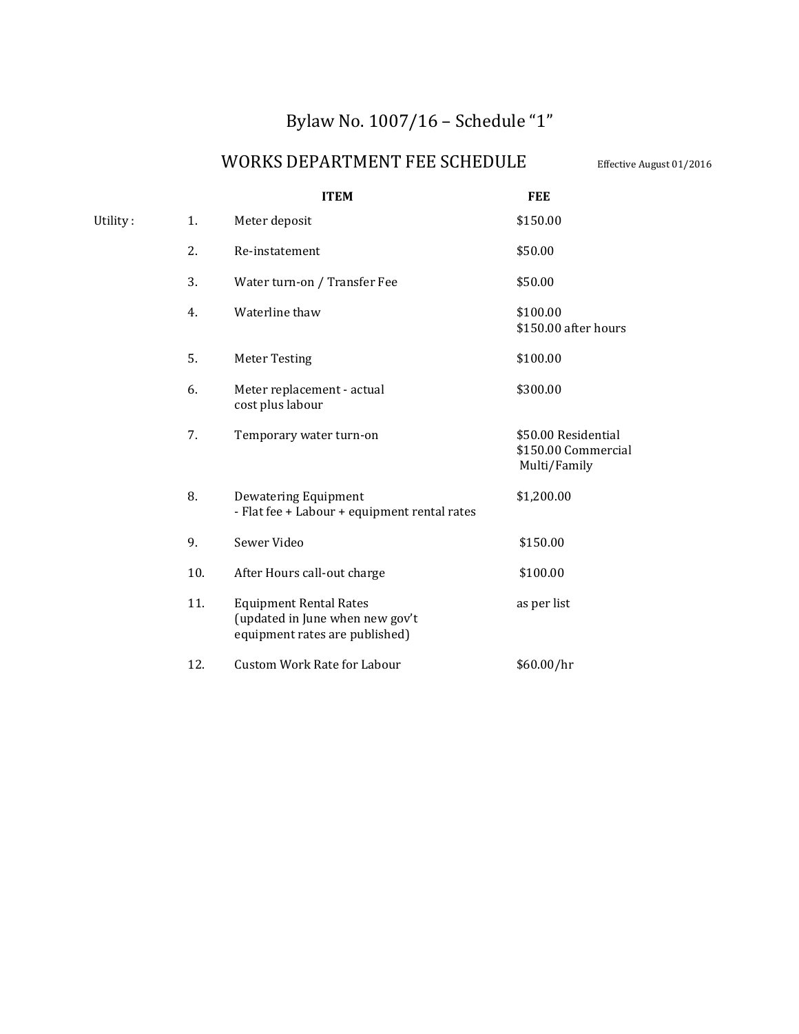# Bylaw No. 1007/16 – Schedule "1"

## WORKS DEPARTMENT FEE SCHEDULE

Effective August 01/2016

| | | ITEM | FEE |
|---|---|---|---|
| Utility : | 1. | Meter deposit | $150.00 |
| | 2. | Re-instatement | $50.00 |
| | 3. | Water turn-on / Transfer Fee | $50.00 |
| | 4. | Waterline thaw | $100.00<br>$150.00 after hours |
| | 5. | Meter Testing | $100.00 |
| | 6. | Meter replacement - actual cost plus labour | $300.00 |
| | 7. | Temporary water turn-on | $50.00 Residential<br>$150.00 Commercial Multi/Family |
| | 8. | Dewatering Equipment<br>- Flat fee + Labour + equipment rental rates | $1,200.00 |
| | 9. | Sewer Video | $150.00 |
| | 10. | After Hours call-out charge | $100.00 |
| | 11. | Equipment Rental Rates (updated in June when new gov't equipment rates are published) | as per list |
| | 12. | Custom Work Rate for Labour | $60.00/hr |